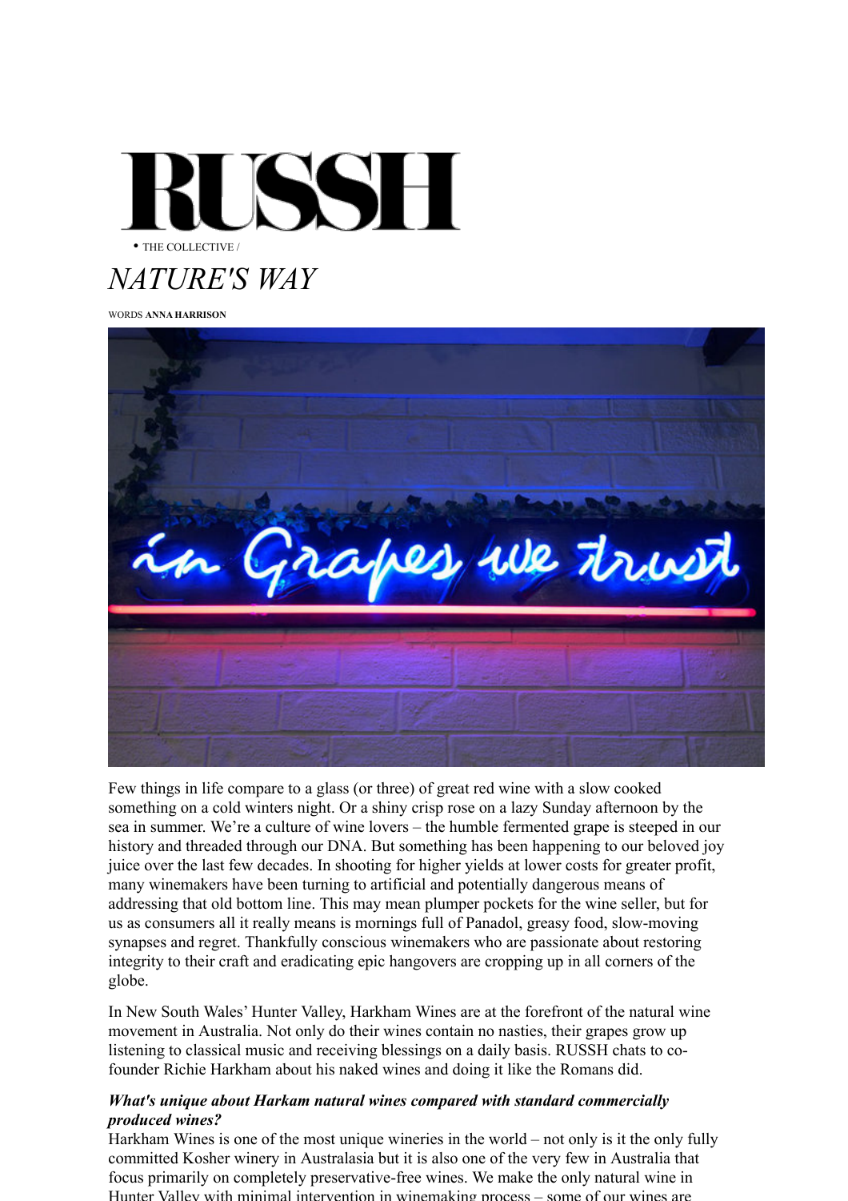RUSSH

• THE COLLECTIVE /

# *NATURE'S WAY*

WORDS **ANNA HARRISON**

Few things in life compare to a glass (or three) of great red wine with a slow cooked something on a cold winters night. Or a shiny crisp rose on a lazy Sunday afternoon by the sea in summer. We're a culture of wine lovers – the humble fermented grape is steeped in our history and threaded through our DNA. But something has been happening to our beloved joy juice over the last few decades. In shooting for higher yields at lower costs for greater profit, many winemakers have been turning to artificial and potentially dangerous means of addressing that old bottom line. This may mean plumper pockets for the wine seller, but for us as consumers all it really means is mornings full of Panadol, greasy food, slow-moving synapses and regret. Thankfully conscious winemakers who are passionate about restoring integrity to their craft and eradicating epic hangovers are cropping up in all corners of the globe.

In New South Wales' Hunter Valley, Harkham Wines are at the forefront of the natural wine movement in Australia. Not only do their wines contain no nasties, their grapes grow up listening to classical music and receiving blessings on a daily basis. RUSSH chats to co-founder Richie Harkham about his naked wines and doing it like the Romans did.

***What's unique about Harkam natural wines compared with standard commercially produced wines?***

Harkham Wines is one of the most unique wineries in the world – not only is it the only fully committed Kosher winery in Australasia but it is also one of the very few in Australia that focus primarily on completely preservative-free wines. We make the only natural wine in Hunter Valley with minimal intervention in winemaking process – some of our wines are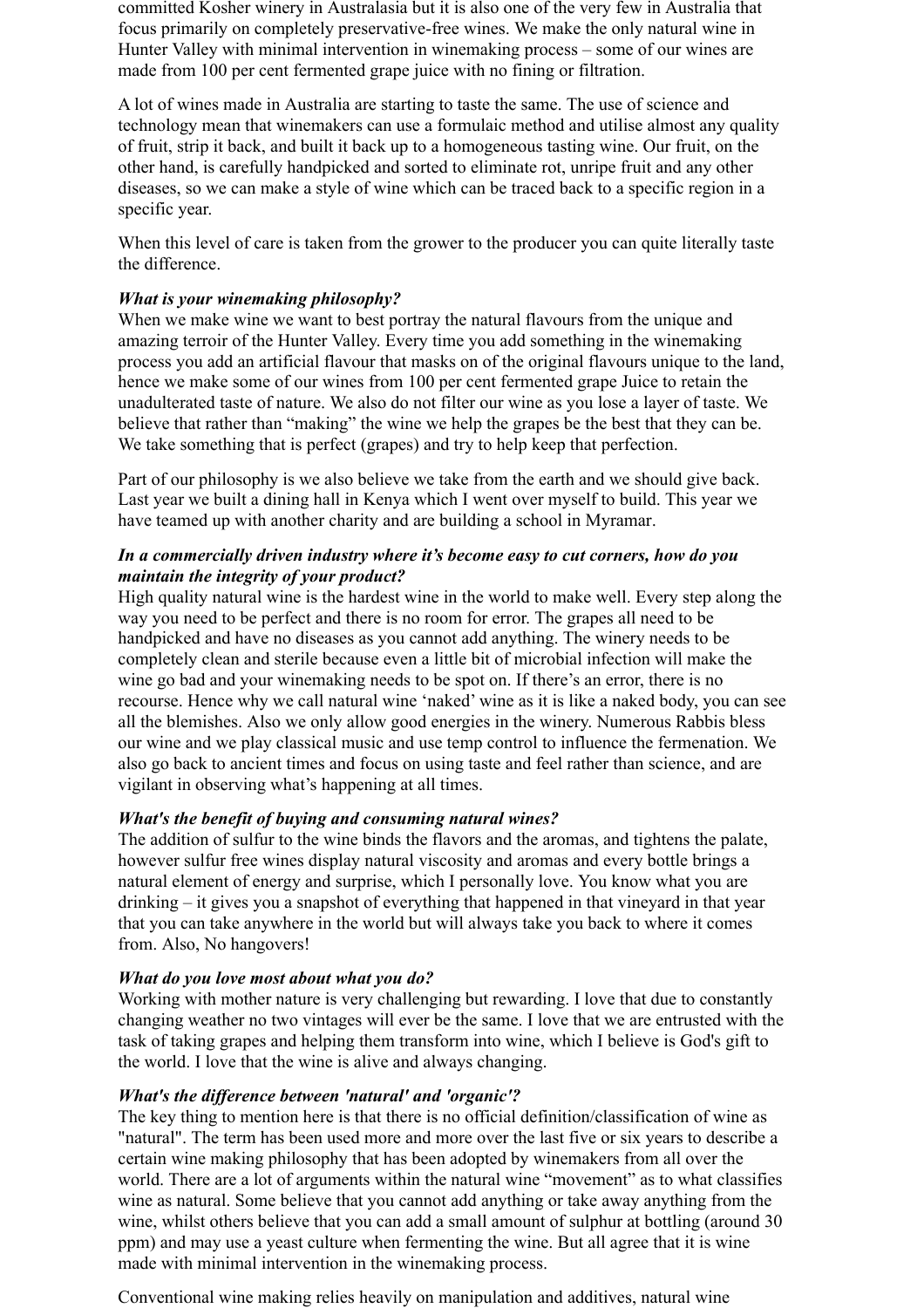committed Kosher winery in Australasia but it is also one of the very few in Australia that focus primarily on completely preservative-free wines. We make the only natural wine in Hunter Valley with minimal intervention in winemaking process – some of our wines are made from 100 per cent fermented grape juice with no fining or filtration.

A lot of wines made in Australia are starting to taste the same. The use of science and technology mean that winemakers can use a formulaic method and utilise almost any quality of fruit, strip it back, and built it back up to a homogeneous tasting wine. Our fruit, on the other hand, is carefully handpicked and sorted to eliminate rot, unripe fruit and any other diseases, so we can make a style of wine which can be traced back to a specific region in a specific year.

When this level of care is taken from the grower to the producer you can quite literally taste the difference.

***What is your winemaking philosophy?***
When we make wine we want to best portray the natural flavours from the unique and amazing terroir of the Hunter Valley. Every time you add something in the winemaking process you add an artificial flavour that masks on of the original flavours unique to the land, hence we make some of our wines from 100 per cent fermented grape Juice to retain the unadulterated taste of nature. We also do not filter our wine as you lose a layer of taste. We believe that rather than "making" the wine we help the grapes be the best that they can be. We take something that is perfect (grapes) and try to help keep that perfection.

Part of our philosophy is we also believe we take from the earth and we should give back. Last year we built a dining hall in Kenya which I went over myself to build. This year we have teamed up with another charity and are building a school in Myramar.

***In a commercially driven industry where it's become easy to cut corners, how do you maintain the integrity of your product?***
High quality natural wine is the hardest wine in the world to make well. Every step along the way you need to be perfect and there is no room for error. The grapes all need to be handpicked and have no diseases as you cannot add anything. The winery needs to be completely clean and sterile because even a little bit of microbial infection will make the wine go bad and your winemaking needs to be spot on. If there's an error, there is no recourse. Hence why we call natural wine 'naked' wine as it is like a naked body, you can see all the blemishes. Also we only allow good energies in the winery. Numerous Rabbis bless our wine and we play classical music and use temp control to influence the fermenation. We also go back to ancient times and focus on using taste and feel rather than science, and are vigilant in observing what's happening at all times.

***What's the benefit of buying and consuming natural wines?***
The addition of sulfur to the wine binds the flavors and the aromas, and tightens the palate, however sulfur free wines display natural viscosity and aromas and every bottle brings a natural element of energy and surprise, which I personally love. You know what you are drinking – it gives you a snapshot of everything that happened in that vineyard in that year that you can take anywhere in the world but will always take you back to where it comes from. Also, No hangovers!

***What do you love most about what you do?***
Working with mother nature is very challenging but rewarding. I love that due to constantly changing weather no two vintages will ever be the same. I love that we are entrusted with the task of taking grapes and helping them transform into wine, which I believe is God's gift to the world. I love that the wine is alive and always changing.

***What's the difference between 'natural' and 'organic'?***
The key thing to mention here is that there is no official definition/classification of wine as "natural". The term has been used more and more over the last five or six years to describe a certain wine making philosophy that has been adopted by winemakers from all over the world. There are a lot of arguments within the natural wine "movement" as to what classifies wine as natural. Some believe that you cannot add anything or take away anything from the wine, whilst others believe that you can add a small amount of sulphur at bottling (around 30 ppm) and may use a yeast culture when fermenting the wine. But all agree that it is wine made with minimal intervention in the winemaking process.

Conventional wine making relies heavily on manipulation and additives, natural wine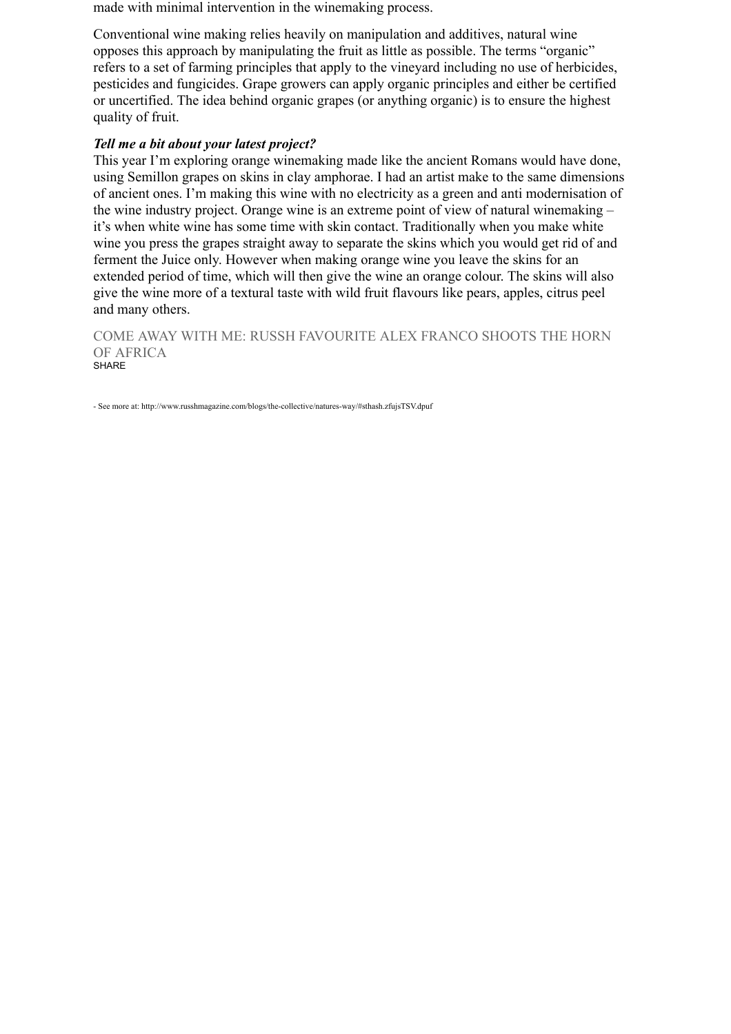made with minimal intervention in the winemaking process.

Conventional wine making relies heavily on manipulation and additives, natural wine opposes this approach by manipulating the fruit as little as possible. The terms "organic" refers to a set of farming principles that apply to the vineyard including no use of herbicides, pesticides and fungicides. Grape growers can apply organic principles and either be certified or uncertified. The idea behind organic grapes (or anything organic) is to ensure the highest quality of fruit.

***Tell me a bit about your latest project?***

This year I'm exploring orange winemaking made like the ancient Romans would have done, using Semillon grapes on skins in clay amphorae. I had an artist make to the same dimensions of ancient ones. I'm making this wine with no electricity as a green and anti modernisation of the wine industry project. Orange wine is an extreme point of view of natural winemaking – it's when white wine has some time with skin contact. Traditionally when you make white wine you press the grapes straight away to separate the skins which you would get rid of and ferment the Juice only. However when making orange wine you leave the skins for an extended period of time, which will then give the wine an orange colour. The skins will also give the wine more of a textural taste with wild fruit flavours like pears, apples, citrus peel and many others.

COME AWAY WITH ME: RUSSH FAVOURITE ALEX FRANCO SHOOTS THE HORN OF AFRICA

SHARE

- See more at: http://www.russhmagazine.com/blogs/the-collective/natures-way/#sthash.zfujsTSV.dpuf